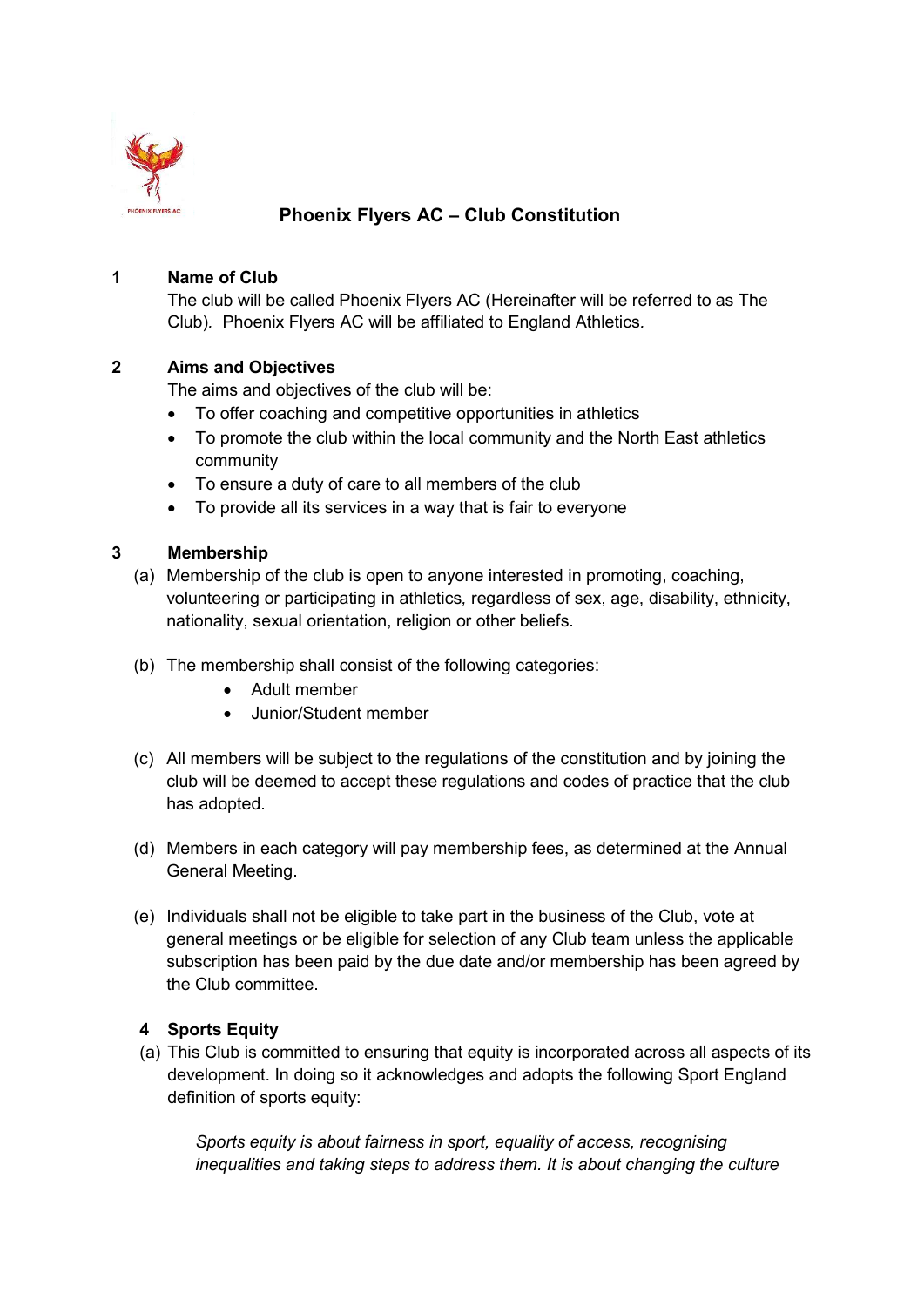# Phoenix Flyers AC – Club Constitution

## 1 Name of Club

The club will be called Phoenix Flyers AC (Hereinafter will be referred to as The Club). Phoenix Flyers AC will be affiliated to England Athletics.

## 2 Aims and Objectives

The aims and objectives of the club will be:

- To offer coaching and competitive opportunities in athletics
- To promote the club within the local community and the North East athletics community
- To ensure a duty of care to all members of the club
- To provide all its services in a way that is fair to everyone

## 3 Membership

(a) Membership of the club is open to anyone interested in promoting, coaching, volunteering or participating in athletics, regardless of sex, age, disability, ethnicity, nationality, sexual orientation, religion or other beliefs.

(b) The membership shall consist of the following categories:

- Adult member
- Junior/Student member

(c) All members will be subject to the regulations of the constitution and by joining the club will be deemed to accept these regulations and codes of practice that the club has adopted.

(d) Members in each category will pay membership fees, as determined at the Annual General Meeting.

(e) Individuals shall not be eligible to take part in the business of the Club, vote at general meetings or be eligible for selection of any Club team unless the applicable subscription has been paid by the due date and/or membership has been agreed by the Club committee.

## 4 Sports Equity

(a) This Club is committed to ensuring that equity is incorporated across all aspects of its development. In doing so it acknowledges and adopts the following Sport England definition of sports equity:

*Sports equity is about fairness in sport, equality of access, recognising inequalities and taking steps to address them. It is about changing the culture*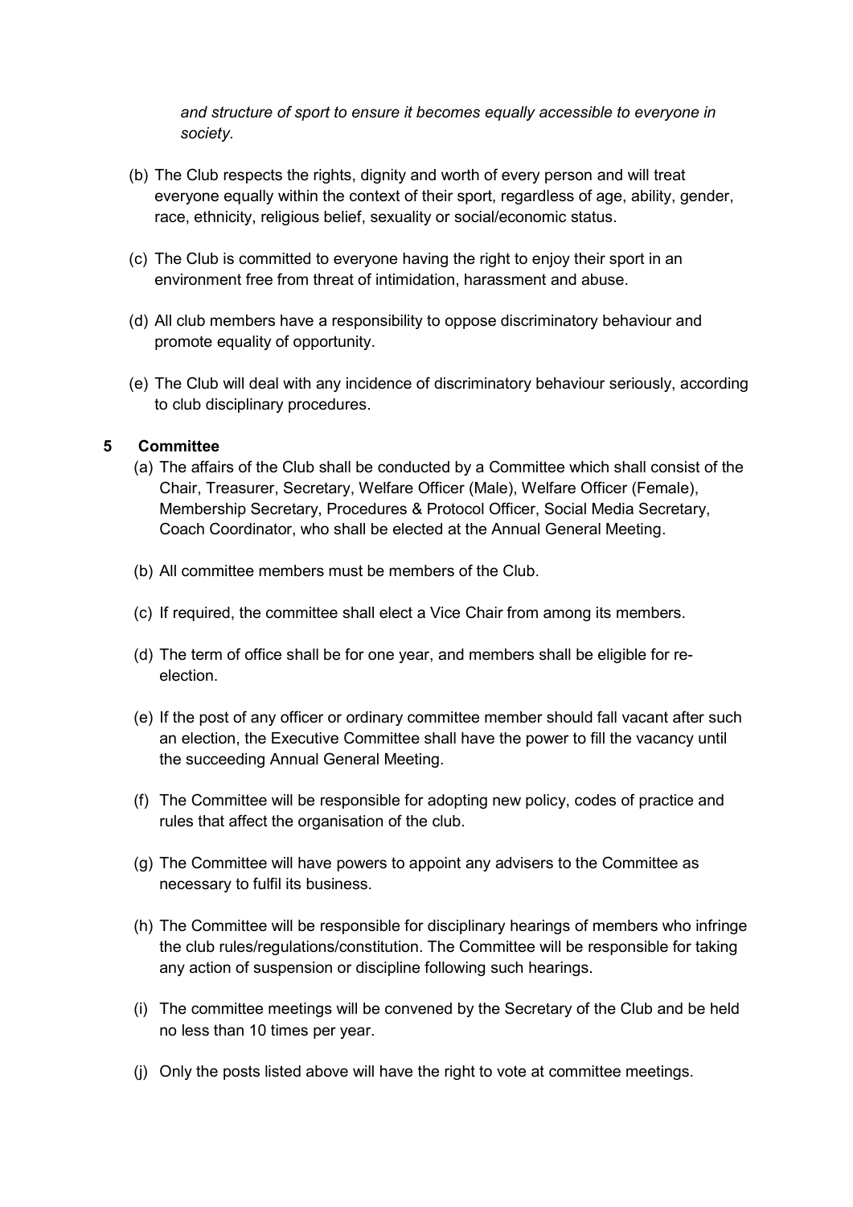*and structure of sport to ensure it becomes equally accessible to everyone in society.*

(b) The Club respects the rights, dignity and worth of every person and will treat everyone equally within the context of their sport, regardless of age, ability, gender, race, ethnicity, religious belief, sexuality or social/economic status.

(c) The Club is committed to everyone having the right to enjoy their sport in an environment free from threat of intimidation, harassment and abuse.

(d) All club members have a responsibility to oppose discriminatory behaviour and promote equality of opportunity.

(e) The Club will deal with any incidence of discriminatory behaviour seriously, according to club disciplinary procedures.

## 5 Committee

(a) The affairs of the Club shall be conducted by a Committee which shall consist of the Chair, Treasurer, Secretary, Welfare Officer (Male), Welfare Officer (Female), Membership Secretary, Procedures & Protocol Officer, Social Media Secretary, Coach Coordinator, who shall be elected at the Annual General Meeting.

(b) All committee members must be members of the Club.

(c) If required, the committee shall elect a Vice Chair from among its members.

(d) The term of office shall be for one year, and members shall be eligible for re-election.

(e) If the post of any officer or ordinary committee member should fall vacant after such an election, the Executive Committee shall have the power to fill the vacancy until the succeeding Annual General Meeting.

(f) The Committee will be responsible for adopting new policy, codes of practice and rules that affect the organisation of the club.

(g) The Committee will have powers to appoint any advisers to the Committee as necessary to fulfil its business.

(h) The Committee will be responsible for disciplinary hearings of members who infringe the club rules/regulations/constitution. The Committee will be responsible for taking any action of suspension or discipline following such hearings.

(i) The committee meetings will be convened by the Secretary of the Club and be held no less than 10 times per year.

(j) Only the posts listed above will have the right to vote at committee meetings.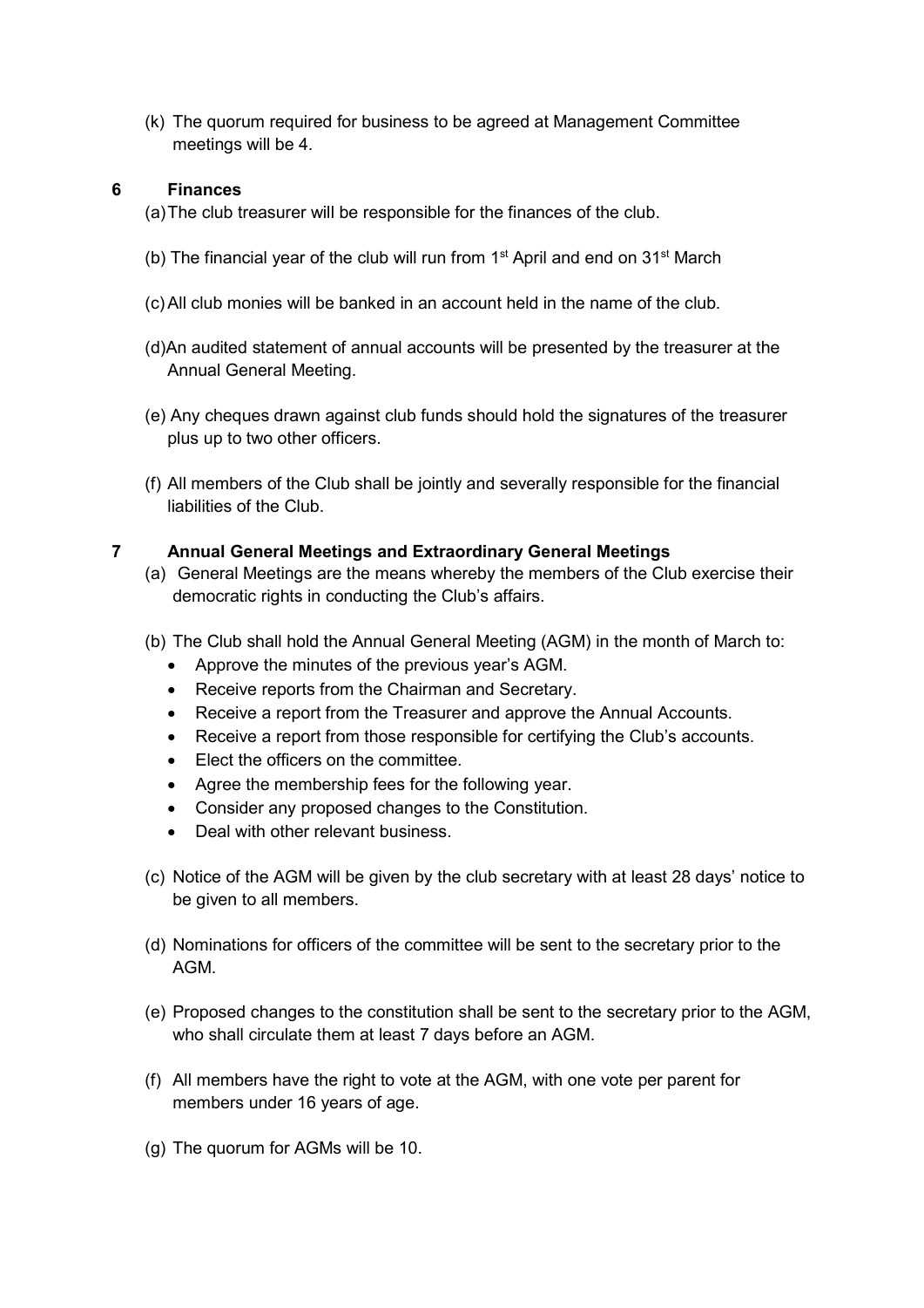(k) The quorum required for business to be agreed at Management Committee meetings will be 4.

## 6 Finances

(a) The club treasurer will be responsible for the finances of the club.

(b) The financial year of the club will run from 1st April and end on 31st March

(c) All club monies will be banked in an account held in the name of the club.

(d) An audited statement of annual accounts will be presented by the treasurer at the Annual General Meeting.

(e) Any cheques drawn against club funds should hold the signatures of the treasurer plus up to two other officers.

(f) All members of the Club shall be jointly and severally responsible for the financial liabilities of the Club.

## 7 Annual General Meetings and Extraordinary General Meetings

(a) General Meetings are the means whereby the members of the Club exercise their democratic rights in conducting the Club's affairs.

(b) The Club shall hold the Annual General Meeting (AGM) in the month of March to:

- Approve the minutes of the previous year's AGM.
- Receive reports from the Chairman and Secretary.
- Receive a report from the Treasurer and approve the Annual Accounts.
- Receive a report from those responsible for certifying the Club's accounts.
- Elect the officers on the committee.
- Agree the membership fees for the following year.
- Consider any proposed changes to the Constitution.
- Deal with other relevant business.

(c) Notice of the AGM will be given by the club secretary with at least 28 days' notice to be given to all members.

(d) Nominations for officers of the committee will be sent to the secretary prior to the AGM.

(e) Proposed changes to the constitution shall be sent to the secretary prior to the AGM, who shall circulate them at least 7 days before an AGM.

(f) All members have the right to vote at the AGM, with one vote per parent for members under 16 years of age.

(g) The quorum for AGMs will be 10.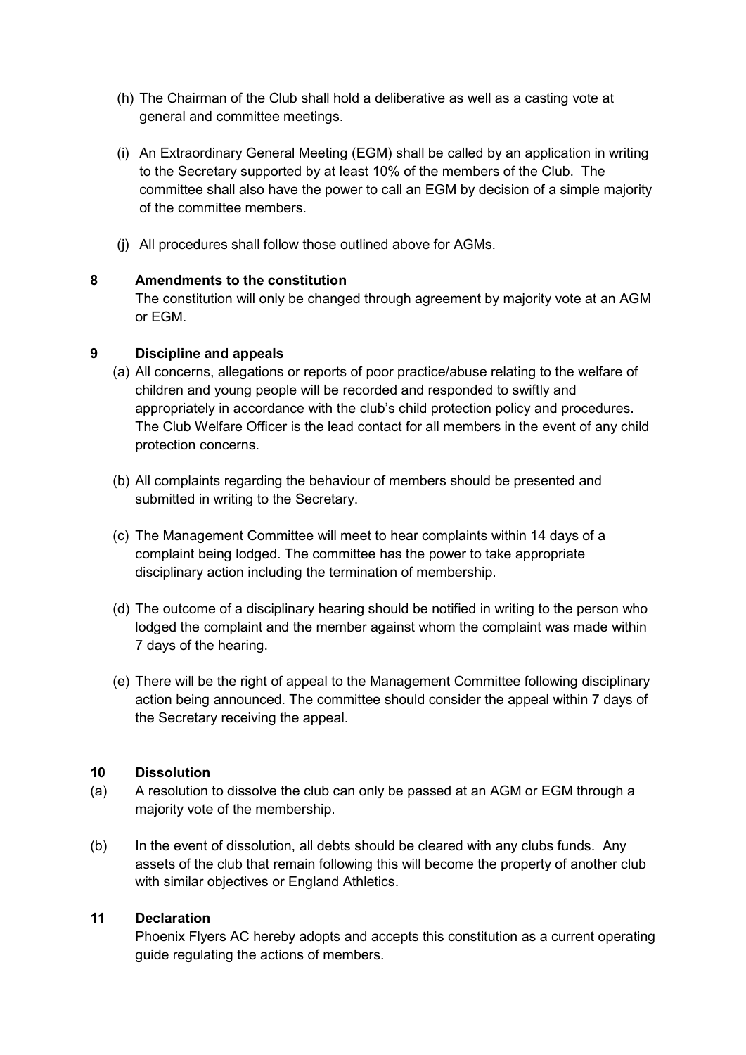(h) The Chairman of the Club shall hold a deliberative as well as a casting vote at general and committee meetings.

(i) An Extraordinary General Meeting (EGM) shall be called by an application in writing to the Secretary supported by at least 10% of the members of the Club. The committee shall also have the power to call an EGM by decision of a simple majority of the committee members.

(j) All procedures shall follow those outlined above for AGMs.

## 8 Amendments to the constitution

The constitution will only be changed through agreement by majority vote at an AGM or EGM.

## 9 Discipline and appeals

(a) All concerns, allegations or reports of poor practice/abuse relating to the welfare of children and young people will be recorded and responded to swiftly and appropriately in accordance with the club's child protection policy and procedures. The Club Welfare Officer is the lead contact for all members in the event of any child protection concerns.

(b) All complaints regarding the behaviour of members should be presented and submitted in writing to the Secretary.

(c) The Management Committee will meet to hear complaints within 14 days of a complaint being lodged. The committee has the power to take appropriate disciplinary action including the termination of membership.

(d) The outcome of a disciplinary hearing should be notified in writing to the person who lodged the complaint and the member against whom the complaint was made within 7 days of the hearing.

(e) There will be the right of appeal to the Management Committee following disciplinary action being announced. The committee should consider the appeal within 7 days of the Secretary receiving the appeal.

## 10 Dissolution

(a) A resolution to dissolve the club can only be passed at an AGM or EGM through a majority vote of the membership.

(b) In the event of dissolution, all debts should be cleared with any clubs funds. Any assets of the club that remain following this will become the property of another club with similar objectives or England Athletics.

## 11 Declaration

Phoenix Flyers AC hereby adopts and accepts this constitution as a current operating guide regulating the actions of members.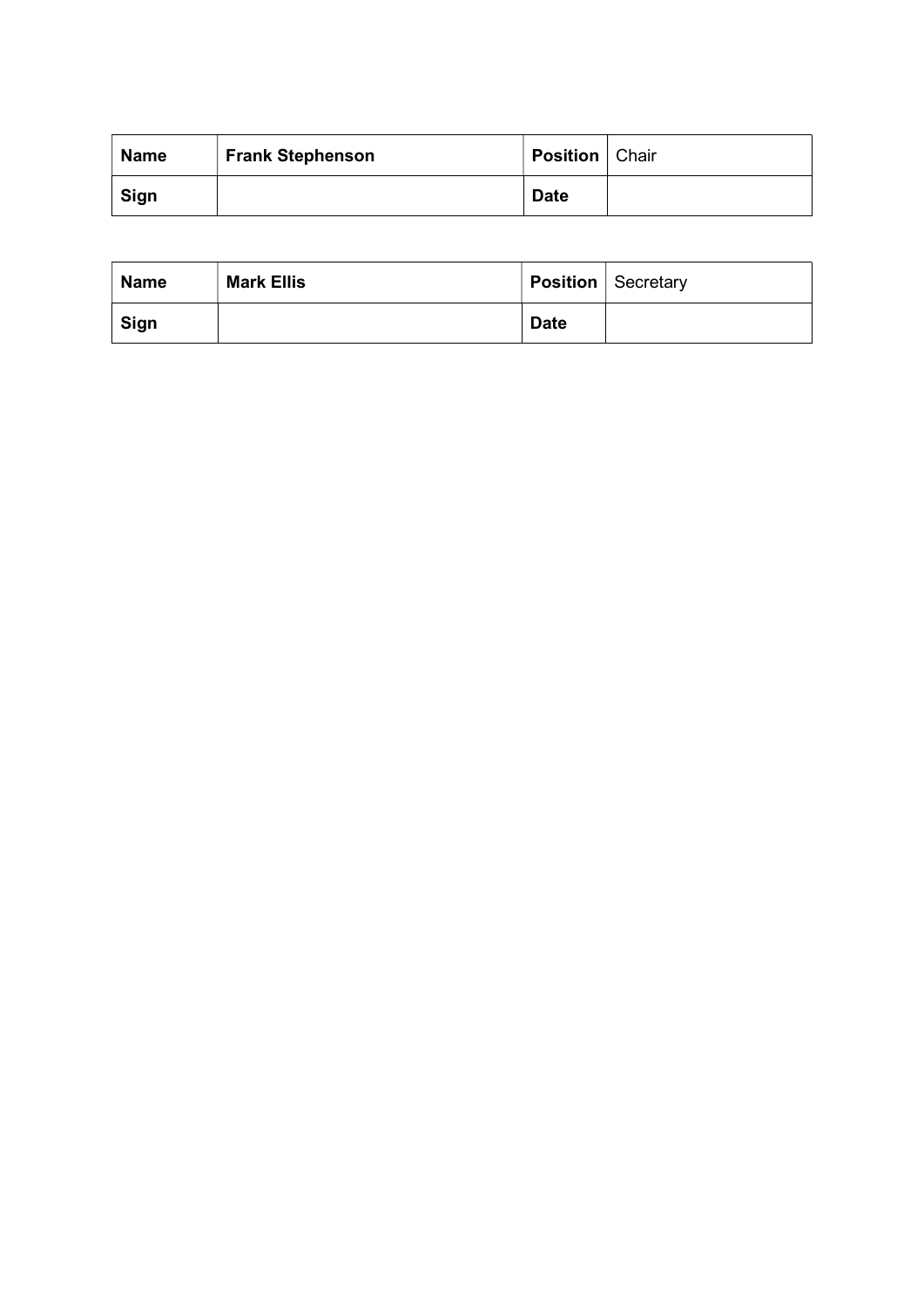| | | | |
|---|---|---|---|
| **Name** | **Frank Stephenson** | **Position** | Chair |
| **Sign** | | **Date** | |

| | | | |
|---|---|---|---|
| **Name** | **Mark Ellis** | **Position** | Secretary |
| **Sign** | | **Date** | |